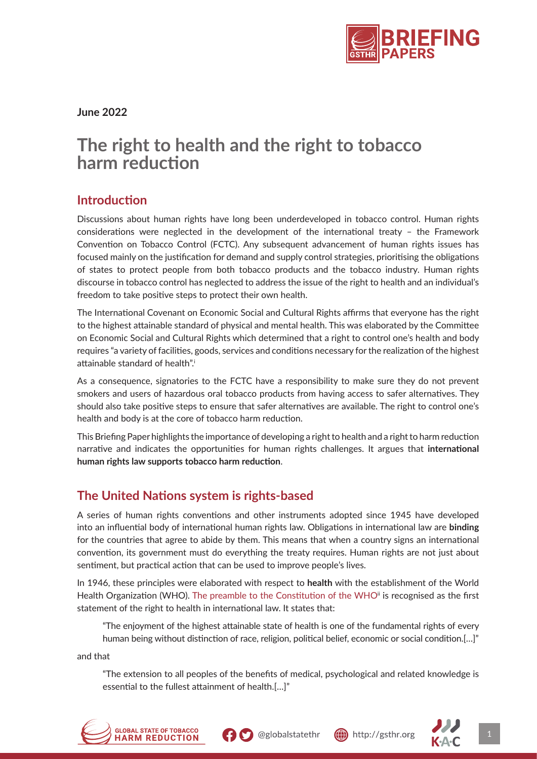**June 2022**

# The right to health and the right to tobacco harm reduction

## Introduction

Discussions about human rights have long been underdeveloped in tobacco control. Human rights considerations were neglected in the development of the international treaty – the Framework Convention on Tobacco Control (FCTC). Any subsequent advancement of human rights issues has focused mainly on the justification for demand and supply control strategies, prioritising the obligations of states to protect people from both tobacco products and the tobacco industry. Human rights discourse in tobacco control has neglected to address the issue of the right to health and an individual's freedom to take positive steps to protect their own health.

The International Covenant on Economic Social and Cultural Rights affirms that everyone has the right to the highest attainable standard of physical and mental health. This was elaborated by the Committee on Economic Social and Cultural Rights which determined that a right to control one's health and body requires "a variety of facilities, goods, services and conditions necessary for the realization of the highest attainable standard of health".[i]

As a consequence, signatories to the FCTC have a responsibility to make sure they do not prevent smokers and users of hazardous oral tobacco products from having access to safer alternatives. They should also take positive steps to ensure that safer alternatives are available. The right to control one's health and body is at the core of tobacco harm reduction.

This Briefing Paper highlights the importance of developing a right to health and a right to harm reduction narrative and indicates the opportunities for human rights challenges. It argues that **international human rights law supports tobacco harm reduction**.

## The United Nations system is rights-based

A series of human rights conventions and other instruments adopted since 1945 have developed into an influential body of international human rights law. Obligations in international law are **binding** for the countries that agree to abide by them. This means that when a country signs an international convention, its government must do everything the treaty requires. Human rights are not just about sentiment, but practical action that can be used to improve people's lives.

In 1946, these principles were elaborated with respect to **health** with the establishment of the World Health Organization (WHO). The preamble to the Constitution of the WHO[ii] is recognised as the first statement of the right to health in international law. It states that:

> "The enjoyment of the highest attainable state of health is one of the fundamental rights of every human being without distinction of race, religion, political belief, economic or social condition.[…]"

and that

> "The extension to all peoples of the benefits of medical, psychological and related knowledge is essential to the fullest attainment of health.[…]"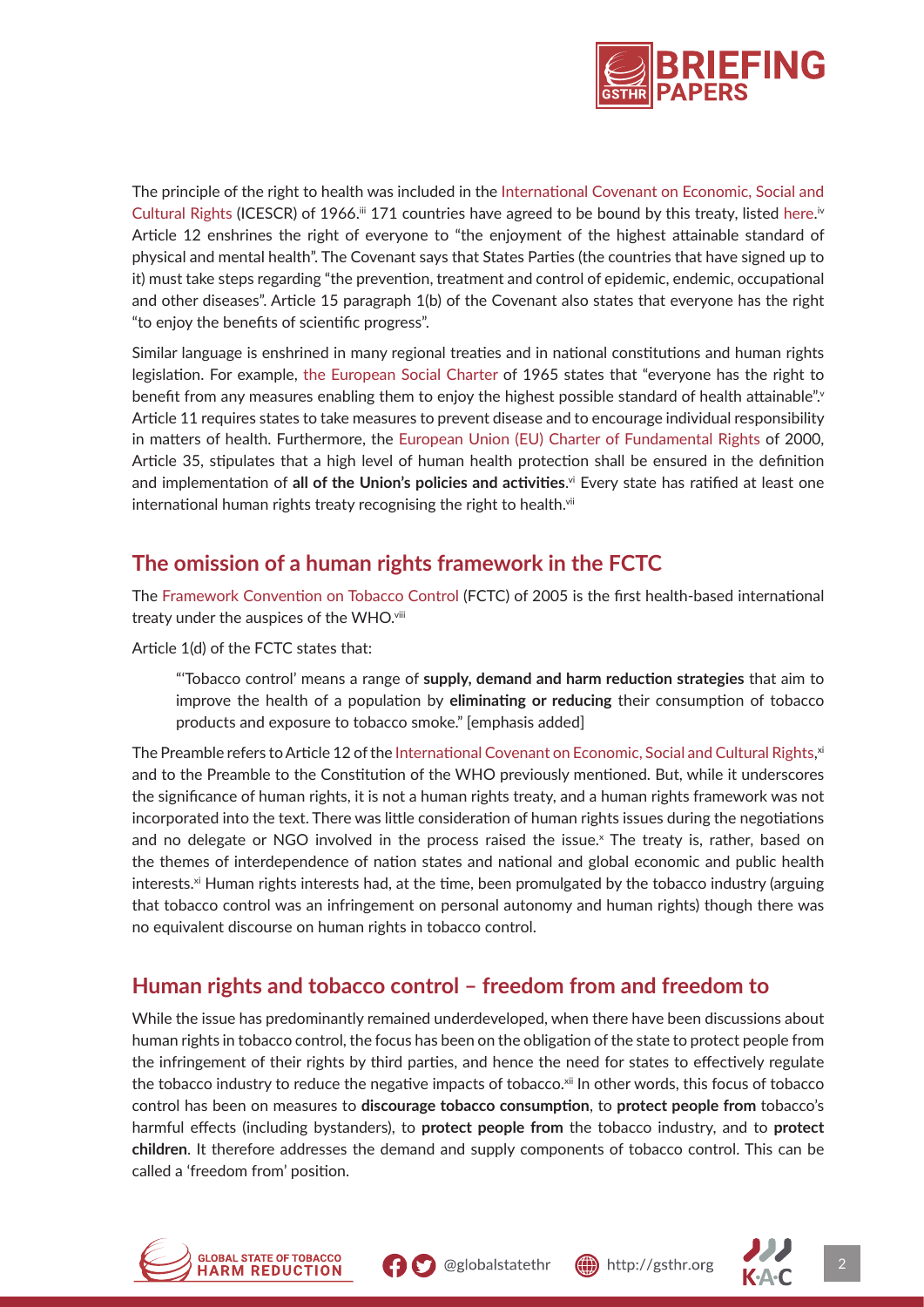The principle of the right to health was included in the International Covenant on Economic, Social and Cultural Rights (ICESCR) of 1966.[iii] 171 countries have agreed to be bound by this treaty, listed here.[iv] Article 12 enshrines the right of everyone to "the enjoyment of the highest attainable standard of physical and mental health". The Covenant says that States Parties (the countries that have signed up to it) must take steps regarding "the prevention, treatment and control of epidemic, endemic, occupational and other diseases". Article 15 paragraph 1(b) of the Covenant also states that everyone has the right "to enjoy the benefits of scientific progress".

Similar language is enshrined in many regional treaties and in national constitutions and human rights legislation. For example, the European Social Charter of 1965 states that "everyone has the right to benefit from any measures enabling them to enjoy the highest possible standard of health attainable".[v] Article 11 requires states to take measures to prevent disease and to encourage individual responsibility in matters of health. Furthermore, the European Union (EU) Charter of Fundamental Rights of 2000, Article 35, stipulates that a high level of human health protection shall be ensured in the definition and implementation of **all of the Union's policies and activities**.[vi] Every state has ratified at least one international human rights treaty recognising the right to health.[vii]

## The omission of a human rights framework in the FCTC

The Framework Convention on Tobacco Control (FCTC) of 2005 is the first health-based international treaty under the auspices of the WHO.[viii]

Article 1(d) of the FCTC states that:

> "'Tobacco control' means a range of **supply, demand and harm reduction strategies** that aim to improve the health of a population by **eliminating or reducing** their consumption of tobacco products and exposure to tobacco smoke." [emphasis added]

The Preamble refers to Article 12 of the International Covenant on Economic, Social and Cultural Rights,[xi] and to the Preamble to the Constitution of the WHO previously mentioned. But, while it underscores the significance of human rights, it is not a human rights treaty, and a human rights framework was not incorporated into the text. There was little consideration of human rights issues during the negotiations and no delegate or NGO involved in the process raised the issue.[x] The treaty is, rather, based on the themes of interdependence of nation states and national and global economic and public health interests.[xi] Human rights interests had, at the time, been promulgated by the tobacco industry (arguing that tobacco control was an infringement on personal autonomy and human rights) though there was no equivalent discourse on human rights in tobacco control.

## Human rights and tobacco control – freedom from and freedom to

While the issue has predominantly remained underdeveloped, when there have been discussions about human rights in tobacco control, the focus has been on the obligation of the state to protect people from the infringement of their rights by third parties, and hence the need for states to effectively regulate the tobacco industry to reduce the negative impacts of tobacco.[xii] In other words, this focus of tobacco control has been on measures to **discourage tobacco consumption**, to **protect people from** tobacco's harmful effects (including bystanders), to **protect people from** the tobacco industry, and to **protect children**. It therefore addresses the demand and supply components of tobacco control. This can be called a 'freedom from' position.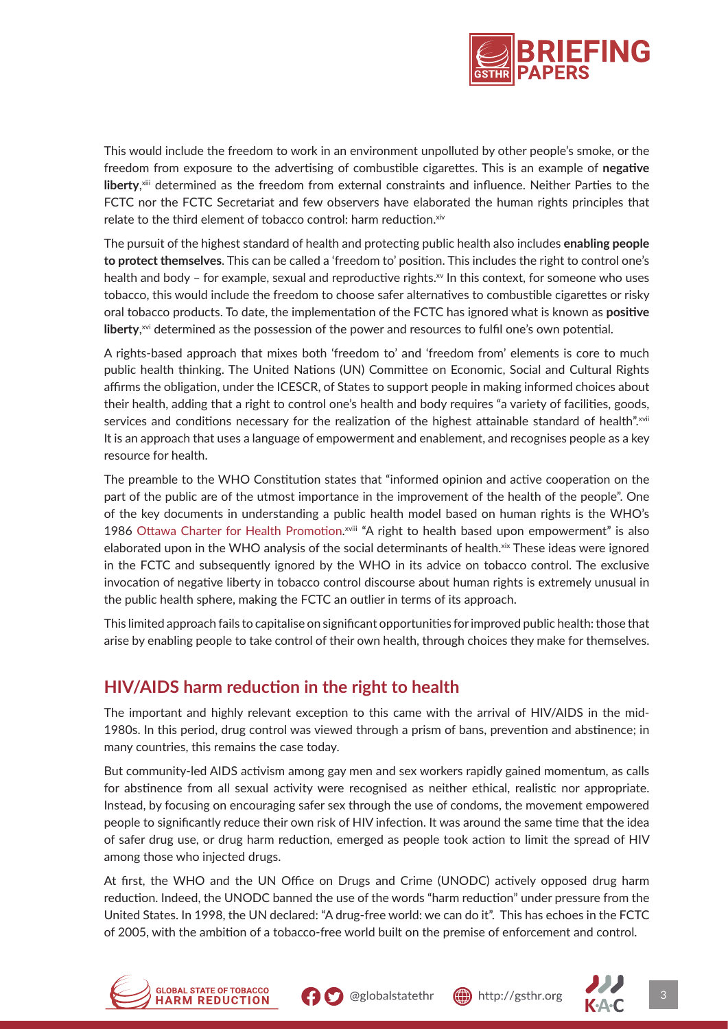This would include the freedom to work in an environment unpolluted by other people's smoke, or the freedom from exposure to the advertising of combustible cigarettes. This is an example of **negative liberty**,[xiii] determined as the freedom from external constraints and influence. Neither Parties to the FCTC nor the FCTC Secretariat and few observers have elaborated the human rights principles that relate to the third element of tobacco control: harm reduction.[xiv]

The pursuit of the highest standard of health and protecting public health also includes **enabling people to protect themselves**. This can be called a 'freedom to' position. This includes the right to control one's health and body – for example, sexual and reproductive rights.[xv] In this context, for someone who uses tobacco, this would include the freedom to choose safer alternatives to combustible cigarettes or risky oral tobacco products. To date, the implementation of the FCTC has ignored what is known as **positive liberty**,[xvi] determined as the possession of the power and resources to fulfil one's own potential.

A rights-based approach that mixes both 'freedom to' and 'freedom from' elements is core to much public health thinking. The United Nations (UN) Committee on Economic, Social and Cultural Rights affirms the obligation, under the ICESCR, of States to support people in making informed choices about their health, adding that a right to control one's health and body requires "a variety of facilities, goods, services and conditions necessary for the realization of the highest attainable standard of health".[xvii] It is an approach that uses a language of empowerment and enablement, and recognises people as a key resource for health.

The preamble to the WHO Constitution states that "informed opinion and active cooperation on the part of the public are of the utmost importance in the improvement of the health of the people". One of the key documents in understanding a public health model based on human rights is the WHO's 1986 Ottawa Charter for Health Promotion.[xviii] "A right to health based upon empowerment" is also elaborated upon in the WHO analysis of the social determinants of health.[xix] These ideas were ignored in the FCTC and subsequently ignored by the WHO in its advice on tobacco control. The exclusive invocation of negative liberty in tobacco control discourse about human rights is extremely unusual in the public health sphere, making the FCTC an outlier in terms of its approach.

This limited approach fails to capitalise on significant opportunities for improved public health: those that arise by enabling people to take control of their own health, through choices they make for themselves.

## HIV/AIDS harm reduction in the right to health

The important and highly relevant exception to this came with the arrival of HIV/AIDS in the mid-1980s. In this period, drug control was viewed through a prism of bans, prevention and abstinence; in many countries, this remains the case today.

But community-led AIDS activism among gay men and sex workers rapidly gained momentum, as calls for abstinence from all sexual activity were recognised as neither ethical, realistic nor appropriate. Instead, by focusing on encouraging safer sex through the use of condoms, the movement empowered people to significantly reduce their own risk of HIV infection. It was around the same time that the idea of safer drug use, or drug harm reduction, emerged as people took action to limit the spread of HIV among those who injected drugs.

At first, the WHO and the UN Office on Drugs and Crime (UNODC) actively opposed drug harm reduction. Indeed, the UNODC banned the use of the words "harm reduction" under pressure from the United States. In 1998, the UN declared: "A drug-free world: we can do it". This has echoes in the FCTC of 2005, with the ambition of a tobacco-free world built on the premise of enforcement and control.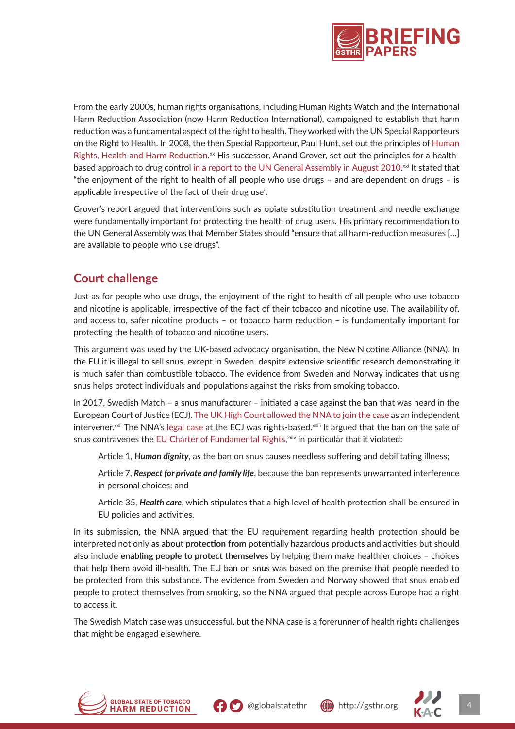From the early 2000s, human rights organisations, including Human Rights Watch and the International Harm Reduction Association (now Harm Reduction International), campaigned to establish that harm reduction was a fundamental aspect of the right to health. They worked with the UN Special Rapporteurs on the Right to Health. In 2008, the then Special Rapporteur, Paul Hunt, set out the principles of Human Rights, Health and Harm Reduction.[xx] His successor, Anand Grover, set out the principles for a health-based approach to drug control in a report to the UN General Assembly in August 2010.[xxi] It stated that "the enjoyment of the right to health of all people who use drugs – and are dependent on drugs – is applicable irrespective of the fact of their drug use".

Grover's report argued that interventions such as opiate substitution treatment and needle exchange were fundamentally important for protecting the health of drug users. His primary recommendation to the UN General Assembly was that Member States should "ensure that all harm-reduction measures […] are available to people who use drugs".

## Court challenge

Just as for people who use drugs, the enjoyment of the right to health of all people who use tobacco and nicotine is applicable, irrespective of the fact of their tobacco and nicotine use. The availability of, and access to, safer nicotine products – or tobacco harm reduction – is fundamentally important for protecting the health of tobacco and nicotine users.

This argument was used by the UK-based advocacy organisation, the New Nicotine Alliance (NNA). In the EU it is illegal to sell snus, except in Sweden, despite extensive scientific research demonstrating it is much safer than combustible tobacco. The evidence from Sweden and Norway indicates that using snus helps protect individuals and populations against the risks from smoking tobacco.

In 2017, Swedish Match – a snus manufacturer – initiated a case against the ban that was heard in the European Court of Justice (ECJ). The UK High Court allowed the NNA to join the case as an independent intervener.[xxii] The NNA's legal case at the ECJ was rights-based.[xxiii] It argued that the ban on the sale of snus contravenes the EU Charter of Fundamental Rights,[xxiv] in particular that it violated:

Article 1, ***Human dignity***, as the ban on snus causes needless suffering and debilitating illness;

Article 7, ***Respect for private and family life***, because the ban represents unwarranted interference in personal choices; and

Article 35, ***Health care***, which stipulates that a high level of health protection shall be ensured in EU policies and activities.

In its submission, the NNA argued that the EU requirement regarding health protection should be interpreted not only as about **protection from** potentially hazardous products and activities but should also include **enabling people to protect themselves** by helping them make healthier choices – choices that help them avoid ill-health. The EU ban on snus was based on the premise that people needed to be protected from this substance. The evidence from Sweden and Norway showed that snus enabled people to protect themselves from smoking, so the NNA argued that people across Europe had a right to access it.

The Swedish Match case was unsuccessful, but the NNA case is a forerunner of health rights challenges that might be engaged elsewhere.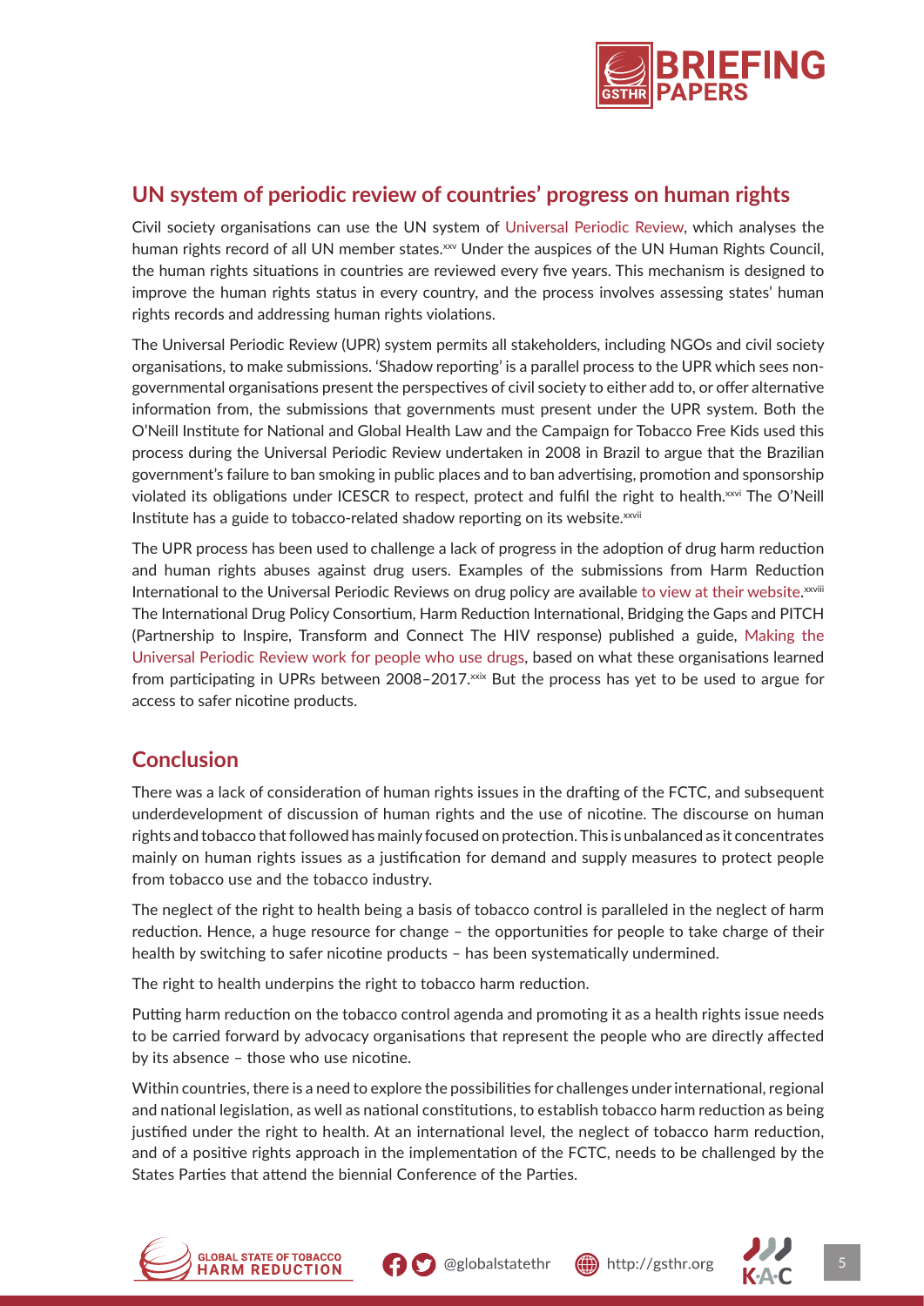## UN system of periodic review of countries' progress on human rights

Civil society organisations can use the UN system of Universal Periodic Review, which analyses the human rights record of all UN member states.[xxv] Under the auspices of the UN Human Rights Council, the human rights situations in countries are reviewed every five years. This mechanism is designed to improve the human rights status in every country, and the process involves assessing states' human rights records and addressing human rights violations.

The Universal Periodic Review (UPR) system permits all stakeholders, including NGOs and civil society organisations, to make submissions. 'Shadow reporting' is a parallel process to the UPR which sees non-governmental organisations present the perspectives of civil society to either add to, or offer alternative information from, the submissions that governments must present under the UPR system. Both the O'Neill Institute for National and Global Health Law and the Campaign for Tobacco Free Kids used this process during the Universal Periodic Review undertaken in 2008 in Brazil to argue that the Brazilian government's failure to ban smoking in public places and to ban advertising, promotion and sponsorship violated its obligations under ICESCR to respect, protect and fulfil the right to health.[xxvi] The O'Neill Institute has a guide to tobacco-related shadow reporting on its website.[xxvii]

The UPR process has been used to challenge a lack of progress in the adoption of drug harm reduction and human rights abuses against drug users. Examples of the submissions from Harm Reduction International to the Universal Periodic Reviews on drug policy are available to view at their website.[xxviii] The International Drug Policy Consortium, Harm Reduction International, Bridging the Gaps and PITCH (Partnership to Inspire, Transform and Connect The HIV response) published a guide, Making the Universal Periodic Review work for people who use drugs, based on what these organisations learned from participating in UPRs between 2008–2017.[xxix] But the process has yet to be used to argue for access to safer nicotine products.

## Conclusion

There was a lack of consideration of human rights issues in the drafting of the FCTC, and subsequent underdevelopment of discussion of human rights and the use of nicotine. The discourse on human rights and tobacco that followed has mainly focused on protection. This is unbalanced as it concentrates mainly on human rights issues as a justification for demand and supply measures to protect people from tobacco use and the tobacco industry.

The neglect of the right to health being a basis of tobacco control is paralleled in the neglect of harm reduction. Hence, a huge resource for change – the opportunities for people to take charge of their health by switching to safer nicotine products – has been systematically undermined.

The right to health underpins the right to tobacco harm reduction.

Putting harm reduction on the tobacco control agenda and promoting it as a health rights issue needs to be carried forward by advocacy organisations that represent the people who are directly affected by its absence – those who use nicotine.

Within countries, there is a need to explore the possibilities for challenges under international, regional and national legislation, as well as national constitutions, to establish tobacco harm reduction as being justified under the right to health. At an international level, the neglect of tobacco harm reduction, and of a positive rights approach in the implementation of the FCTC, needs to be challenged by the States Parties that attend the biennial Conference of the Parties.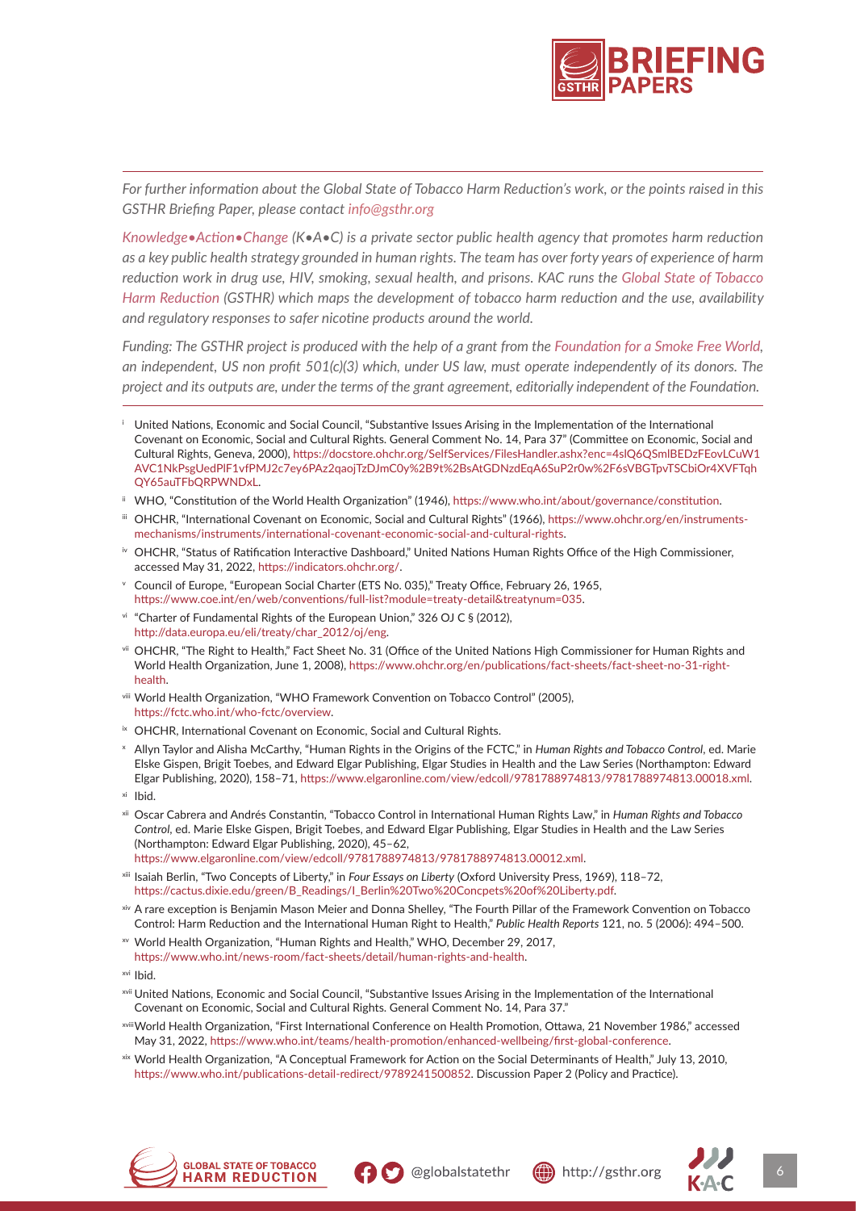*For further information about the Global State of Tobacco Harm Reduction's work, or the points raised in this GSTHR Briefing Paper, please contact info@gsthr.org*

*Knowledge•Action•Change (K•A•C) is a private sector public health agency that promotes harm reduction as a key public health strategy grounded in human rights. The team has over forty years of experience of harm reduction work in drug use, HIV, smoking, sexual health, and prisons. KAC runs the Global State of Tobacco Harm Reduction (GSTHR) which maps the development of tobacco harm reduction and the use, availability and regulatory responses to safer nicotine products around the world.*

*Funding: The GSTHR project is produced with the help of a grant from the Foundation for a Smoke Free World, an independent, US non profit 501(c)(3) which, under US law, must operate independently of its donors. The project and its outputs are, under the terms of the grant agreement, editorially independent of the Foundation.*

[i] United Nations, Economic and Social Council, "Substantive Issues Arising in the Implementation of the International Covenant on Economic, Social and Cultural Rights. General Comment No. 14, Para 37" (Committee on Economic, Social and Cultural Rights, Geneva, 2000), https://docstore.ohchr.org/SelfServices/FilesHandler.ashx?enc=4slQ6QSmlBEDzFEovLCuW1AVC1NkPsgUedPlF1vfPMJ2c7ey6PAz2qaojTzDJmC0y%2B9t%2BsAtGDNzdEqA6SuP2r0w%2F6sVBGTpvTSCbiOr4XVFTqhQY65auTFbQRPWNDxL.

[ii] WHO, "Constitution of the World Health Organization" (1946), https://www.who.int/about/governance/constitution.

[iii] OHCHR, "International Covenant on Economic, Social and Cultural Rights" (1966), https://www.ohchr.org/en/instruments-mechanisms/instruments/international-covenant-economic-social-and-cultural-rights.

[iv] OHCHR, "Status of Ratification Interactive Dashboard," United Nations Human Rights Office of the High Commissioner, accessed May 31, 2022, https://indicators.ohchr.org/.

[v] Council of Europe, "European Social Charter (ETS No. 035)," Treaty Office, February 26, 1965, https://www.coe.int/en/web/conventions/full-list?module=treaty-detail&treatynum=035.

[vi] "Charter of Fundamental Rights of the European Union," 326 OJ C § (2012), http://data.europa.eu/eli/treaty/char_2012/oj/eng.

[vii] OHCHR, "The Right to Health," Fact Sheet No. 31 (Office of the United Nations High Commissioner for Human Rights and World Health Organization, June 1, 2008), https://www.ohchr.org/en/publications/fact-sheets/fact-sheet-no-31-right-health.

[viii] World Health Organization, "WHO Framework Convention on Tobacco Control" (2005), https://fctc.who.int/who-fctc/overview.

[ix] OHCHR, International Covenant on Economic, Social and Cultural Rights.

[x] Allyn Taylor and Alisha McCarthy, "Human Rights in the Origins of the FCTC," in *Human Rights and Tobacco Control*, ed. Marie Elske Gispen, Brigit Toebes, and Edward Elgar Publishing, Elgar Studies in Health and the Law Series (Northampton: Edward Elgar Publishing, 2020), 158–71, https://www.elgaronline.com/view/edcoll/9781788974813/9781788974813.00018.xml.

[xi] Ibid.

[xii] Oscar Cabrera and Andrés Constantin, "Tobacco Control in International Human Rights Law," in *Human Rights and Tobacco Control*, ed. Marie Elske Gispen, Brigit Toebes, and Edward Elgar Publishing, Elgar Studies in Health and the Law Series (Northampton: Edward Elgar Publishing, 2020), 45–62, https://www.elgaronline.com/view/edcoll/9781788974813/9781788974813.00012.xml.

[xiii] Isaiah Berlin, "Two Concepts of Liberty," in *Four Essays on Liberty* (Oxford University Press, 1969), 118–72, https://cactus.dixie.edu/green/B_Readings/I_Berlin%20Two%20Concpets%20of%20Liberty.pdf.

[xiv] A rare exception is Benjamin Mason Meier and Donna Shelley, "The Fourth Pillar of the Framework Convention on Tobacco Control: Harm Reduction and the International Human Right to Health," *Public Health Reports* 121, no. 5 (2006): 494–500.

[xv] World Health Organization, "Human Rights and Health," WHO, December 29, 2017, https://www.who.int/news-room/fact-sheets/detail/human-rights-and-health.

[xvi] Ibid.

[xvii] United Nations, Economic and Social Council, "Substantive Issues Arising in the Implementation of the International Covenant on Economic, Social and Cultural Rights. General Comment No. 14, Para 37."

[xviii] World Health Organization, "First International Conference on Health Promotion, Ottawa, 21 November 1986," accessed May 31, 2022, https://www.who.int/teams/health-promotion/enhanced-wellbeing/first-global-conference.

[xix] World Health Organization, "A Conceptual Framework for Action on the Social Determinants of Health," July 13, 2010, https://www.who.int/publications-detail-redirect/9789241500852. Discussion Paper 2 (Policy and Practice).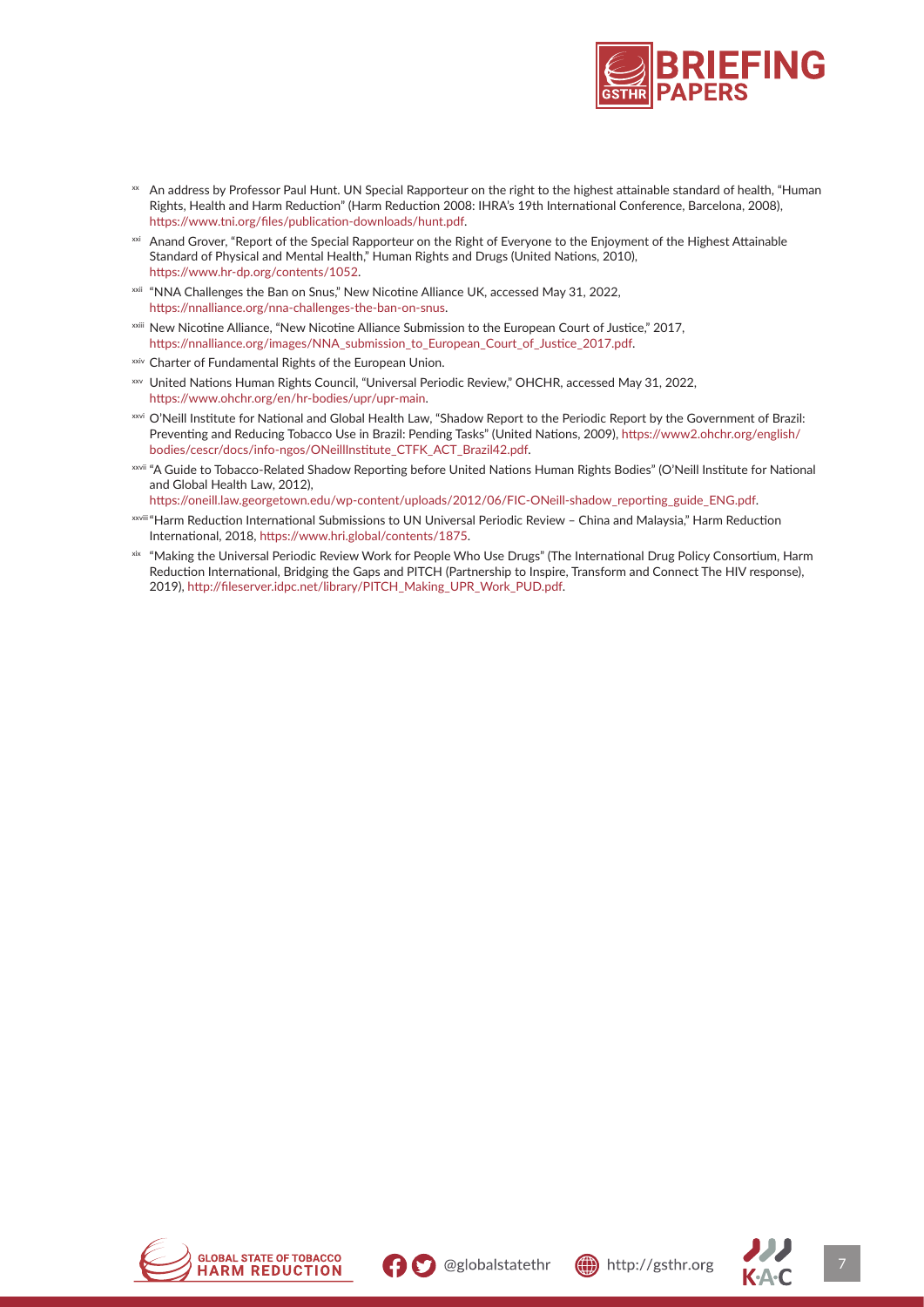[xx] An address by Professor Paul Hunt. UN Special Rapporteur on the right to the highest attainable standard of health, "Human Rights, Health and Harm Reduction" (Harm Reduction 2008: IHRA's 19th International Conference, Barcelona, 2008), https://www.tni.org/files/publication-downloads/hunt.pdf.

[xxi] Anand Grover, "Report of the Special Rapporteur on the Right of Everyone to the Enjoyment of the Highest Attainable Standard of Physical and Mental Health," Human Rights and Drugs (United Nations, 2010), https://www.hr-dp.org/contents/1052.

[xxii] "NNA Challenges the Ban on Snus," New Nicotine Alliance UK, accessed May 31, 2022, https://nnalliance.org/nna-challenges-the-ban-on-snus.

[xxiii] New Nicotine Alliance, "New Nicotine Alliance Submission to the European Court of Justice," 2017, https://nnalliance.org/images/NNA_submission_to_European_Court_of_Justice_2017.pdf.

[xxiv] Charter of Fundamental Rights of the European Union.

[xxv] United Nations Human Rights Council, "Universal Periodic Review," OHCHR, accessed May 31, 2022, https://www.ohchr.org/en/hr-bodies/upr/upr-main.

[xxvi] O'Neill Institute for National and Global Health Law, "Shadow Report to the Periodic Report by the Government of Brazil: Preventing and Reducing Tobacco Use in Brazil: Pending Tasks" (United Nations, 2009), https://www2.ohchr.org/english/bodies/cescr/docs/info-ngos/ONeillInstitute_CTFK_ACT_Brazil42.pdf.

[xxvii] "A Guide to Tobacco-Related Shadow Reporting before United Nations Human Rights Bodies" (O'Neill Institute for National and Global Health Law, 2012), https://oneill.law.georgetown.edu/wp-content/uploads/2012/06/FIC-ONeill-shadow_reporting_guide_ENG.pdf.

[xxviii] "Harm Reduction International Submissions to UN Universal Periodic Review – China and Malaysia," Harm Reduction International, 2018, https://www.hri.global/contents/1875.

[xix] "Making the Universal Periodic Review Work for People Who Use Drugs" (The International Drug Policy Consortium, Harm Reduction International, Bridging the Gaps and PITCH (Partnership to Inspire, Transform and Connect The HIV response), 2019), http://fileserver.idpc.net/library/PITCH_Making_UPR_Work_PUD.pdf.